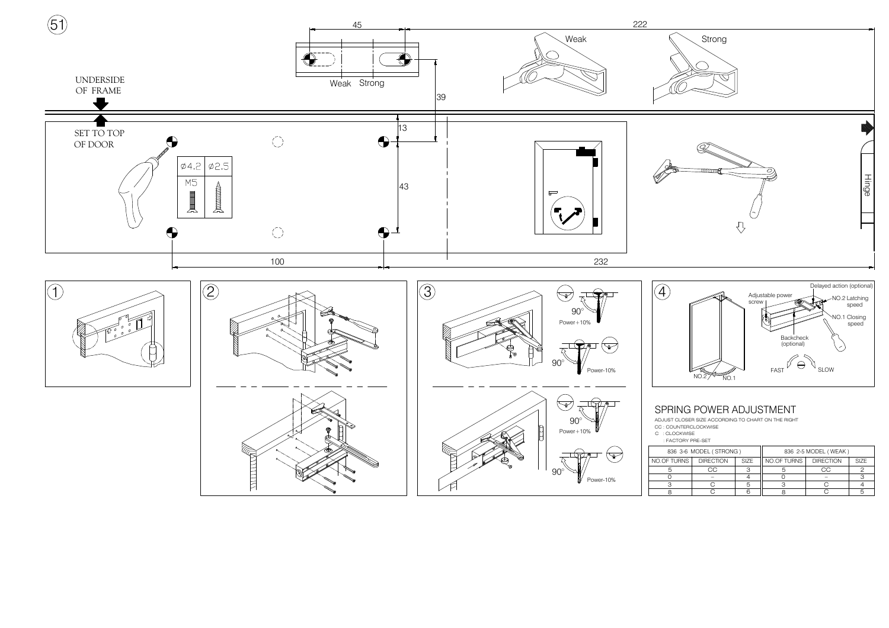51

UNDERSIDE OF FRAME

SET TO TOP OF DOOR

45

Weak Strong

222

Weak

Strong

39

13

43

$\phi$4.2 $\phi$2.5

M5

100

232

Hinge

1

2

3

90°

Power+10%

90°

Power-10%

90°

Power+10%

90°

Power-10%

4

Delayed action (optional)

Adjustable power screw

NO.2 Latching speed

NO.1 Closing speed

Backcheck (optional)

FAST

SLOW

NO.2

NO.1

## SPRING POWER ADJUSTMENT

ADJUST CLOSER SIZE ACCORDING TO CHART ON THE RIGHT

CC : COUNTERCLOCKWISE

C : CLOCKWISE

: FACTORY PRE-SET

| 836 3-6 MODEL ( STRONG ) | | |
|---|---|---|
| NO.OF TURNS | DIRECTION | SIZE |
| 5 | CC | 3 |
| 0 | – | 4 |
| 3 | C | 5 |
| 8 | C | 6 |

| 836 2-5 MODEL ( WEAK ) | | |
|---|---|---|
| NO.OF TURNS | DIRECTION | SIZE |
| 5 | CC | 2 |
| 0 | – | 3 |
| 3 | C | 4 |
| 8 | C | 5 |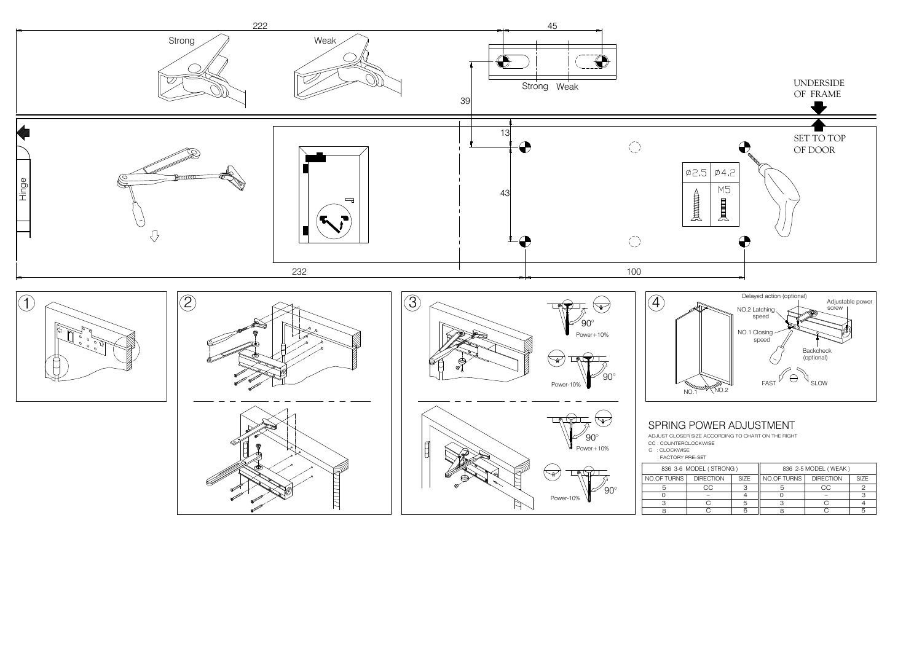222

Strong

Weak

45

39

Strong Weak

UNDERSIDE OF FRAME

SET TO TOP OF DOOR

Hinge

13

43

Ø2,5 Ø4,2

M5

232

100

1

2

3

90°

Power+10%

90°

Power-10%

90°

Power+10%

90°

Power-10%

4

Delayed action (optional)

Adjustable power screw

NO.2 Latching speed

NO.1 Closing speed

Backcheck (optional)

FAST SLOW

NO.1 NO.2

## SPRING POWER ADJUSTMENT

ADJUST CLOSER SIZE ACCORDING TO CHART ON THE RIGHT

CC : COUNTERCLOCKWISE

C : CLOCKWISE

: FACTORY PRE-SET

| 836 3-6 MODEL ( STRONG ) | | |
|---|---|---|
| NO.OF TURNS | DIRECTION | SIZE |
| 5 | CC | 3 |
| 0 | – | 4 |
| 3 | C | 5 |
| 8 | C | 6 |

| 836 2-5 MODEL ( WEAK ) | | |
|---|---|---|
| NO.OF TURNS | DIRECTION | SIZE |
| 5 | CC | 2 |
| 0 | – | 3 |
| 3 | C | 4 |
| 8 | C | 5 |